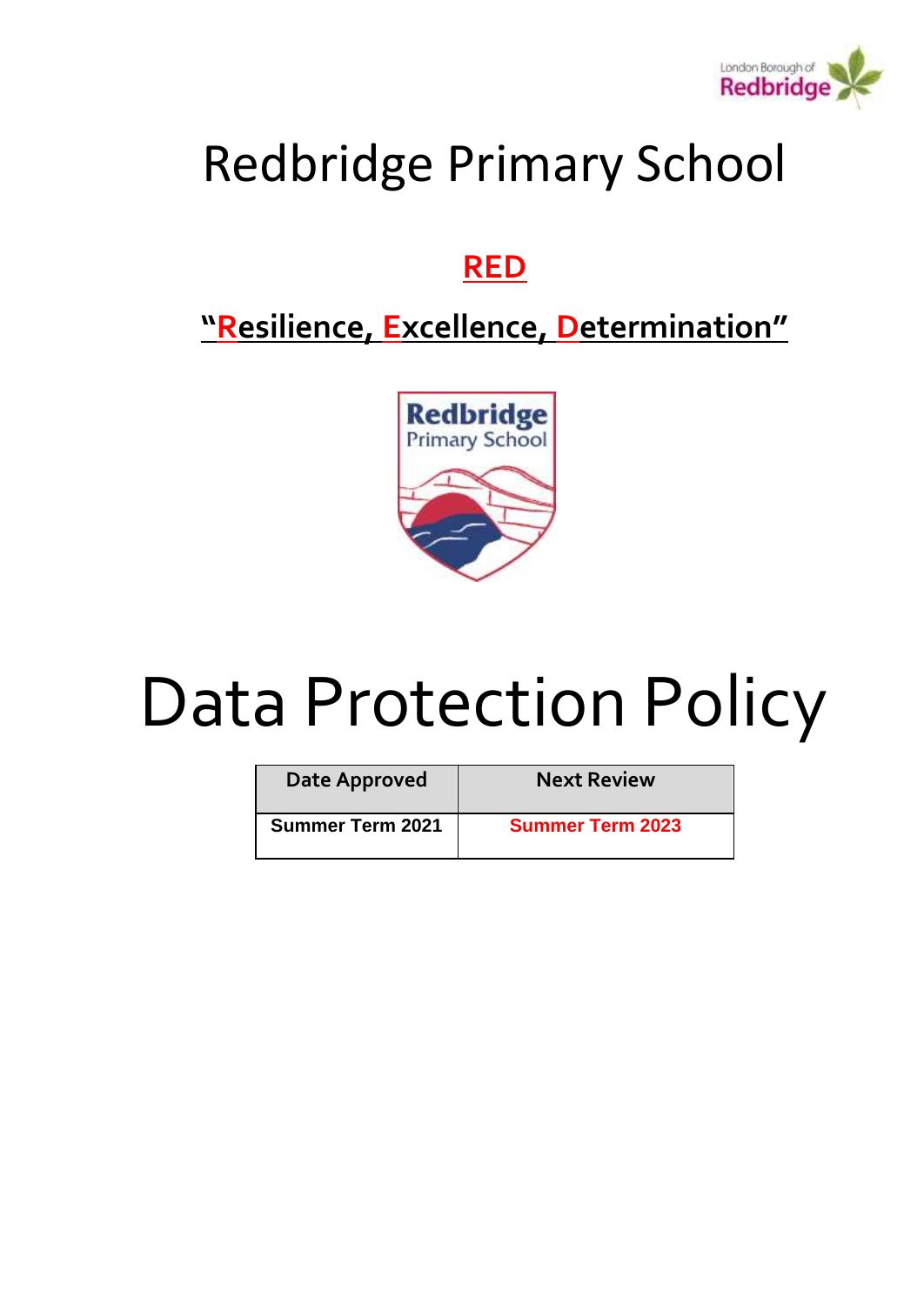# Redbridge Primary School

## **RED**

## **"Resilience, Excellence, Determination"**

# Data Protection Policy

| Date Approved | Next Review |
| --- | --- |
| **Summer Term 2021** | **Summer Term 2023** |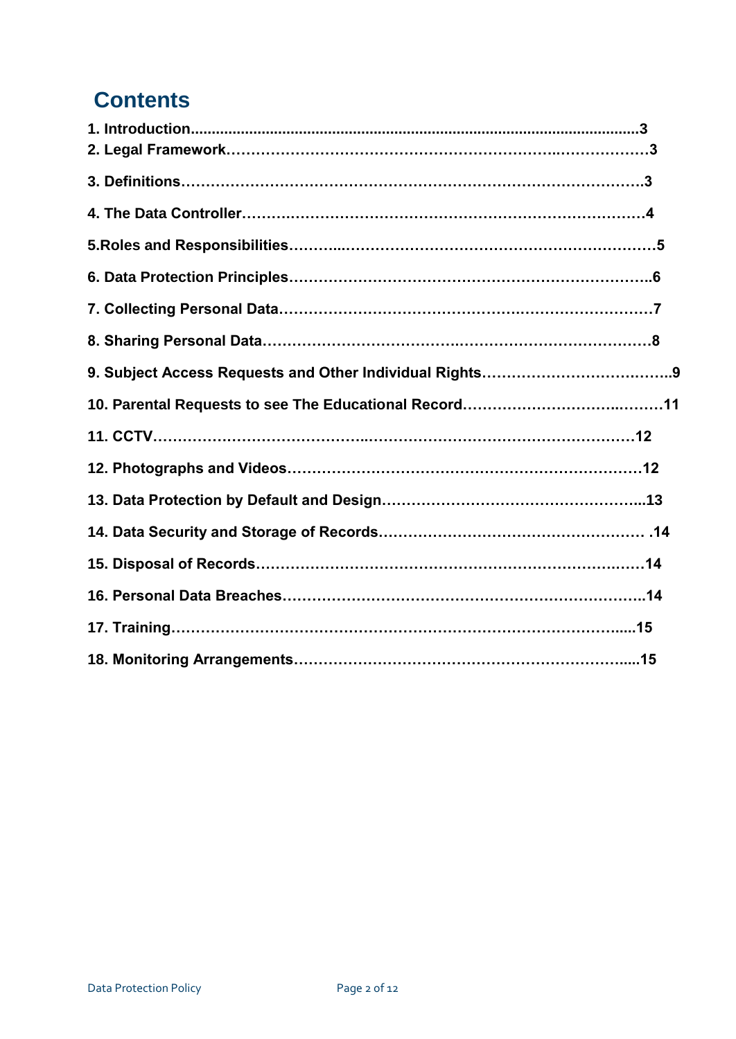## Contents

**1. Introduction..........................................................................................................3**
**2. Legal Framework……………………………………………………..………………3**

**3. Definitions……………………………………………………………………………….3**

**4. The Data Controller………………………………………………………………………4**

**5.Roles and Responsibilities………..……………………………………………………5**

**6. Data Protection Principles……………………………………………………………..6**

**7. Collecting Personal Data…………………………………………….…………………7**

**8. Sharing Personal Data………………………………..………………………………8**

**9. Subject Access Requests and Other Individual Rights…………………………….……..9**

**10. Parental Requests to see The Educational Record……………………………..………11**

**11. CCTV…………………………………………………………………………………12**

**12. Photographs and Videos……………………………………………………………12**

**13. Data Protection by Default and Design……………………………………………...13**

**14. Data Security and Storage of Records……………………………………………… .14**

**15. Disposal of Records…………………………………………………………….……14**

**16. Personal Data Breaches……………………………………………………………….14**

**17. Training…………………………………………………………………………….....15**

**18. Monitoring Arrangements…………………………………………………………....15**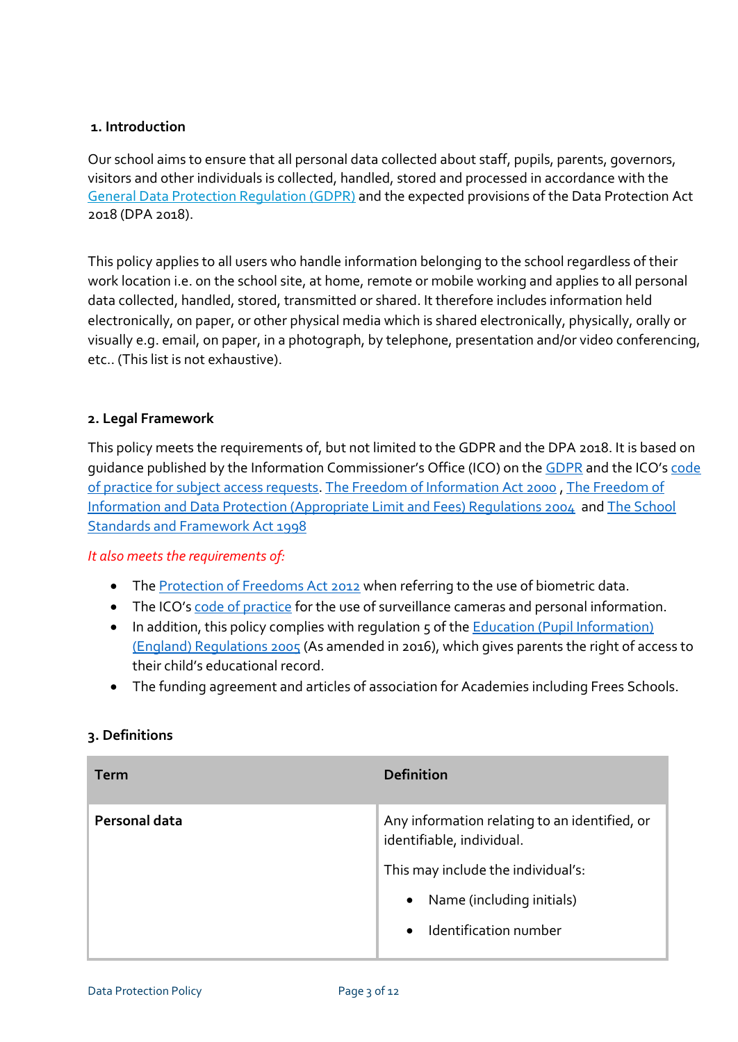## 1. Introduction

Our school aims to ensure that all personal data collected about staff, pupils, parents, governors, visitors and other individuals is collected, handled, stored and processed in accordance with the General Data Protection Regulation (GDPR) and the expected provisions of the Data Protection Act 2018 (DPA 2018).

This policy applies to all users who handle information belonging to the school regardless of their work location i.e. on the school site, at home, remote or mobile working and applies to all personal data collected, handled, stored, transmitted or shared. It therefore includes information held electronically, on paper, or other physical media which is shared electronically, physically, orally or visually e.g. email, on paper, in a photograph, by telephone, presentation and/or video conferencing, etc.. (This list is not exhaustive).

## 2. Legal Framework

This policy meets the requirements of, but not limited to the GDPR and the DPA 2018. It is based on guidance published by the Information Commissioner's Office (ICO) on the GDPR and the ICO's code of practice for subject access requests. The Freedom of Information Act 2000 , The Freedom of Information and Data Protection (Appropriate Limit and Fees) Regulations 2004 and The School Standards and Framework Act 1998

*It also meets the requirements of:*

- The Protection of Freedoms Act 2012 when referring to the use of biometric data.
- The ICO's code of practice for the use of surveillance cameras and personal information.
- In addition, this policy complies with regulation 5 of the Education (Pupil Information) (England) Regulations 2005 (As amended in 2016), which gives parents the right of access to their child's educational record.
- The funding agreement and articles of association for Academies including Frees Schools.

## 3. Definitions

| Term | Definition |
|---|---|
| **Personal data** | Any information relating to an identified, or identifiable, individual.<br><br>This may include the individual's:<br>• Name (including initials)<br>• Identification number |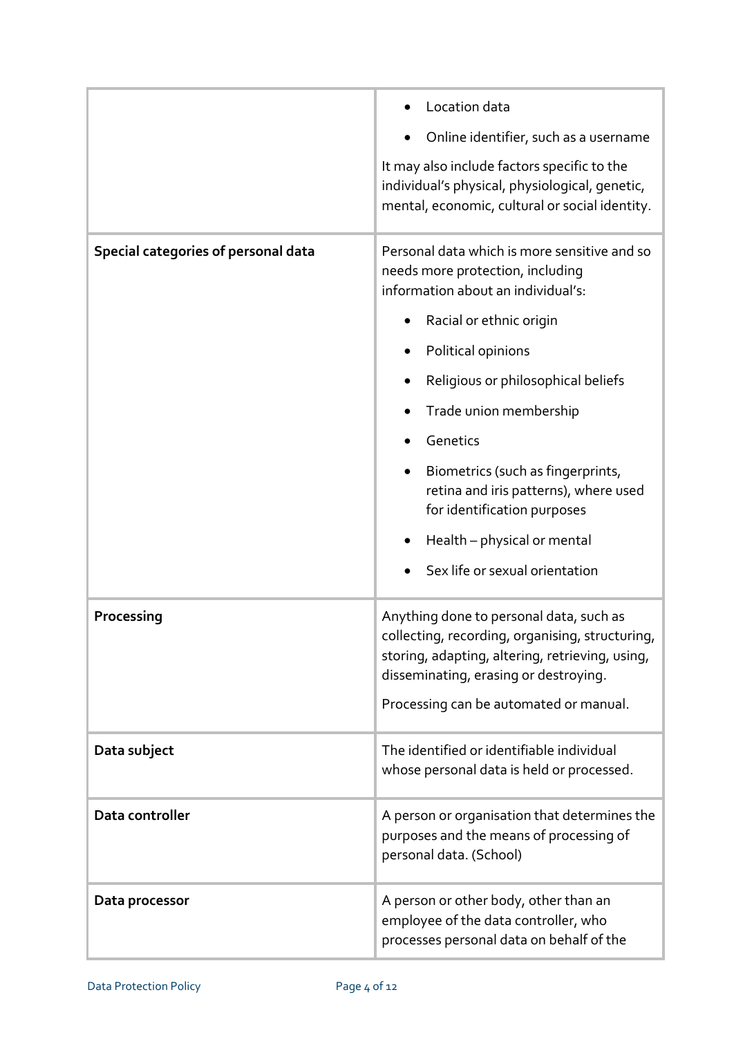| | |
|---|---|
| | • Location data<br>• Online identifier, such as a username<br><br>It may also include factors specific to the individual's physical, physiological, genetic, mental, economic, cultural or social identity. |
| **Special categories of personal data** | Personal data which is more sensitive and so needs more protection, including information about an individual's:<br><br>• Racial or ethnic origin<br>• Political opinions<br>• Religious or philosophical beliefs<br>• Trade union membership<br>• Genetics<br>• Biometrics (such as fingerprints, retina and iris patterns), where used for identification purposes<br>• Health – physical or mental<br>• Sex life or sexual orientation |
| **Processing** | Anything done to personal data, such as collecting, recording, organising, structuring, storing, adapting, altering, retrieving, using, disseminating, erasing or destroying.<br><br>Processing can be automated or manual. |
| **Data subject** | The identified or identifiable individual whose personal data is held or processed. |
| **Data controller** | A person or organisation that determines the purposes and the means of processing of personal data. (School) |
| **Data processor** | A person or other body, other than an employee of the data controller, who processes personal data on behalf of the |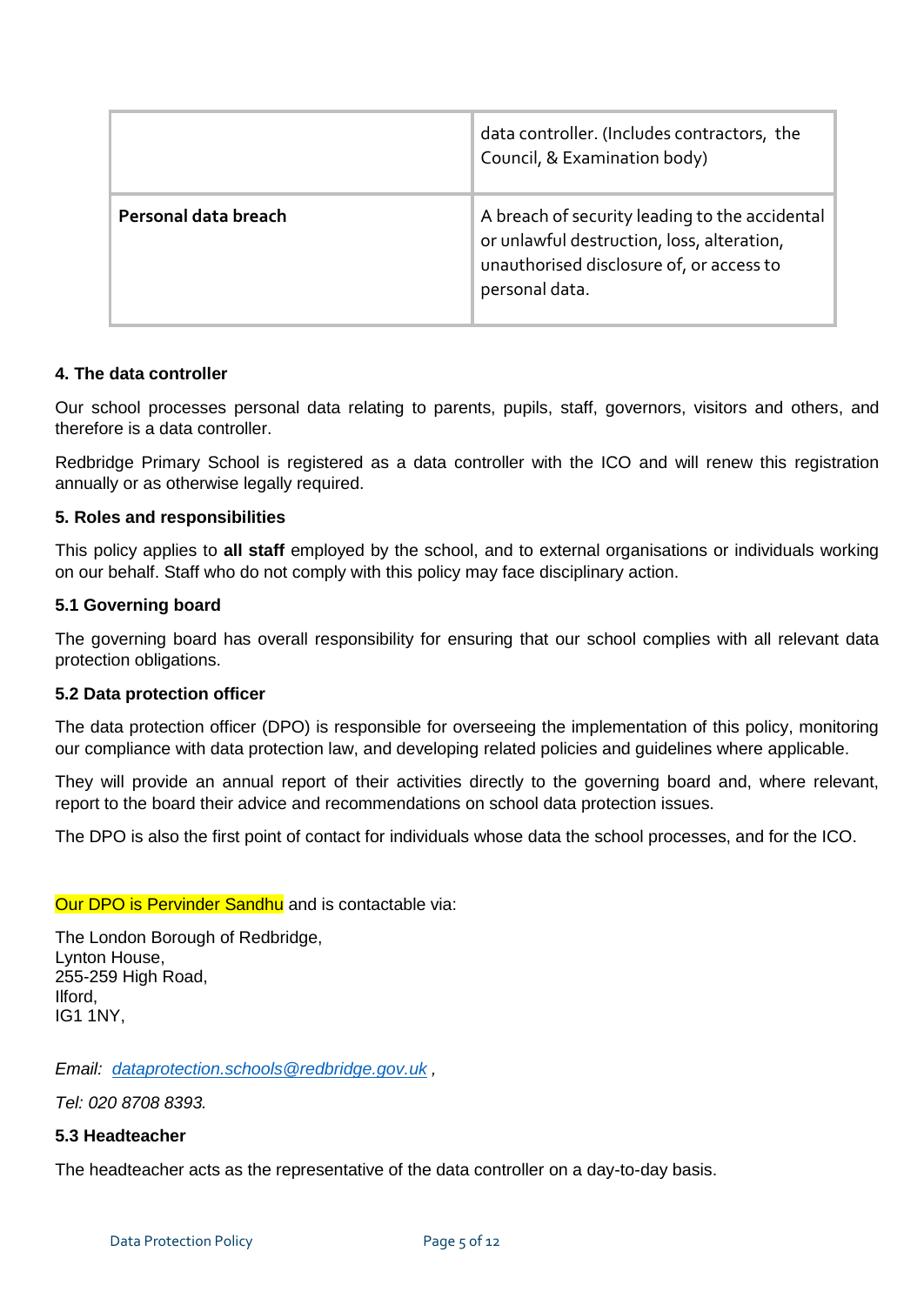| | |
|---|---|
| | data controller. (Includes contractors, the Council, & Examination body) |
| **Personal data breach** | A breach of security leading to the accidental or unlawful destruction, loss, alteration, unauthorised disclosure of, or access to personal data. |

### 4. The data controller

Our school processes personal data relating to parents, pupils, staff, governors, visitors and others, and therefore is a data controller.

Redbridge Primary School is registered as a data controller with the ICO and will renew this registration annually or as otherwise legally required.

### 5. Roles and responsibilities

This policy applies to **all staff** employed by the school, and to external organisations or individuals working on our behalf. Staff who do not comply with this policy may face disciplinary action.

#### 5.1 Governing board

The governing board has overall responsibility for ensuring that our school complies with all relevant data protection obligations.

#### 5.2 Data protection officer

The data protection officer (DPO) is responsible for overseeing the implementation of this policy, monitoring our compliance with data protection law, and developing related policies and guidelines where applicable.

They will provide an annual report of their activities directly to the governing board and, where relevant, report to the board their advice and recommendations on school data protection issues.

The DPO is also the first point of contact for individuals whose data the school processes, and for the ICO.

Our DPO is Pervinder Sandhu and is contactable via:

The London Borough of Redbridge,
Lynton House,
255-259 High Road,
Ilford,
IG1 1NY,

*Email: dataprotection.schools@redbridge.gov.uk ,*

*Tel: 020 8708 8393.*

#### 5.3 Headteacher

The headteacher acts as the representative of the data controller on a day-to-day basis.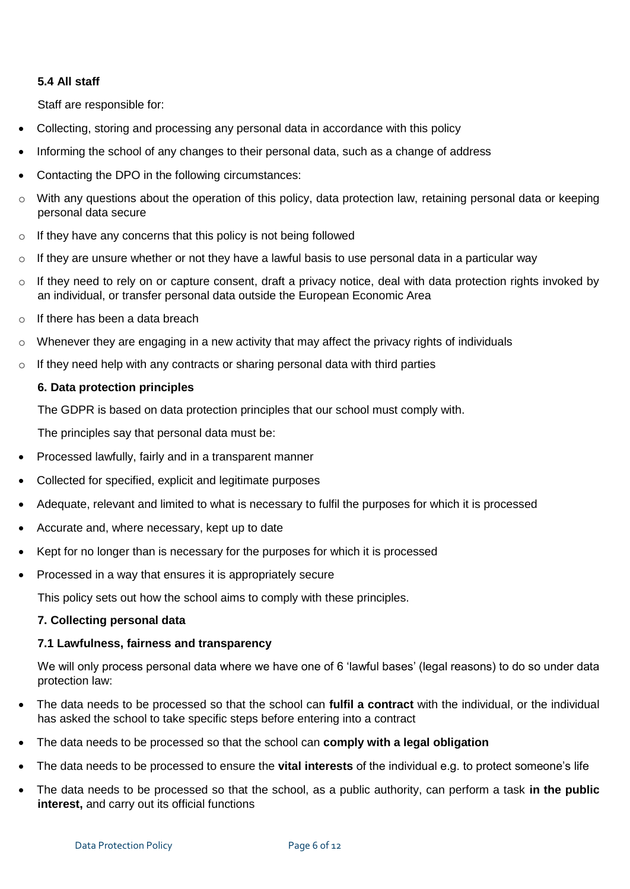### 5.4 All staff

Staff are responsible for:

- Collecting, storing and processing any personal data in accordance with this policy
- Informing the school of any changes to their personal data, such as a change of address
- Contacting the DPO in the following circumstances:
  - With any questions about the operation of this policy, data protection law, retaining personal data or keeping personal data secure
  - If they have any concerns that this policy is not being followed
  - If they are unsure whether or not they have a lawful basis to use personal data in a particular way
  - If they need to rely on or capture consent, draft a privacy notice, deal with data protection rights invoked by an individual, or transfer personal data outside the European Economic Area
  - If there has been a data breach
  - Whenever they are engaging in a new activity that may affect the privacy rights of individuals
  - If they need help with any contracts or sharing personal data with third parties

## 6. Data protection principles

The GDPR is based on data protection principles that our school must comply with.

The principles say that personal data must be:

- Processed lawfully, fairly and in a transparent manner
- Collected for specified, explicit and legitimate purposes
- Adequate, relevant and limited to what is necessary to fulfil the purposes for which it is processed
- Accurate and, where necessary, kept up to date
- Kept for no longer than is necessary for the purposes for which it is processed
- Processed in a way that ensures it is appropriately secure

This policy sets out how the school aims to comply with these principles.

## 7. Collecting personal data

### 7.1 Lawfulness, fairness and transparency

We will only process personal data where we have one of 6 'lawful bases' (legal reasons) to do so under data protection law:

- The data needs to be processed so that the school can **fulfil a contract** with the individual, or the individual has asked the school to take specific steps before entering into a contract
- The data needs to be processed so that the school can **comply with a legal obligation**
- The data needs to be processed to ensure the **vital interests** of the individual e.g. to protect someone's life
- The data needs to be processed so that the school, as a public authority, can perform a task **in the public interest,** and carry out its official functions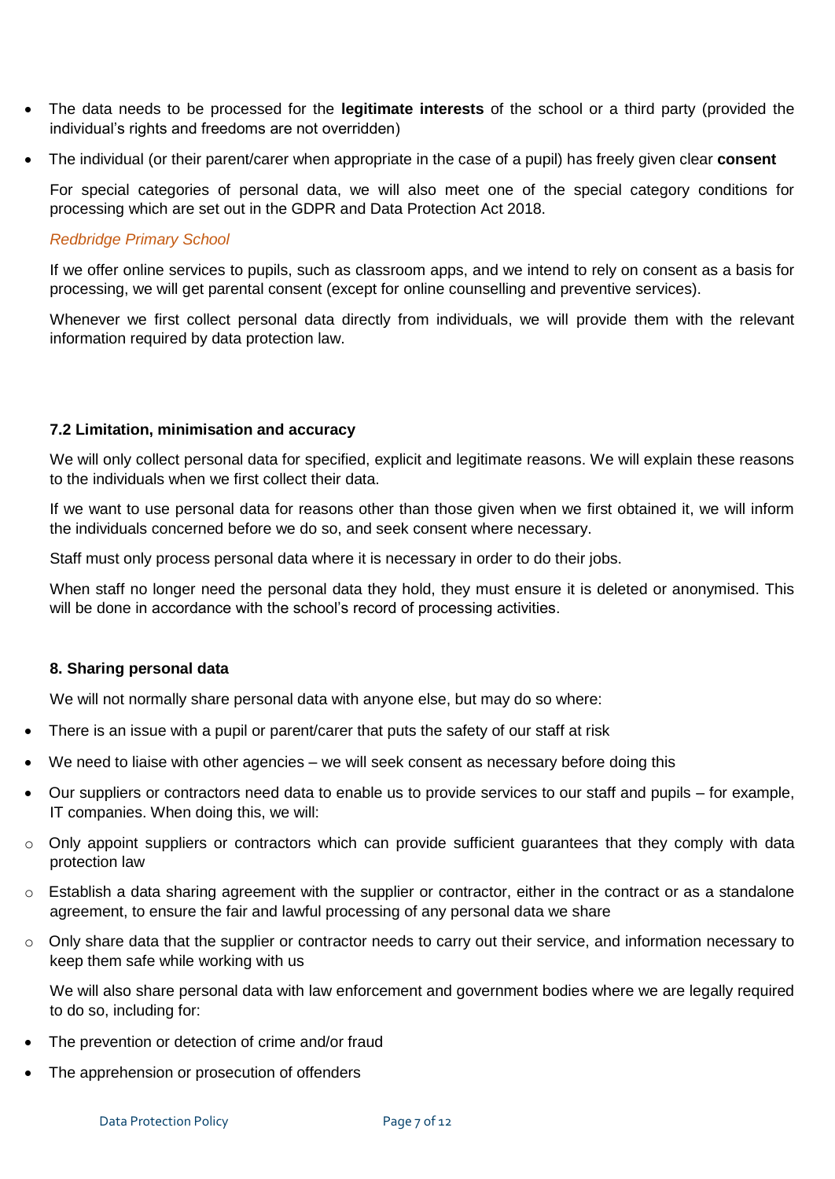- The data needs to be processed for the **legitimate interests** of the school or a third party (provided the individual's rights and freedoms are not overridden)
- The individual (or their parent/carer when appropriate in the case of a pupil) has freely given clear **consent**

For special categories of personal data, we will also meet one of the special category conditions for processing which are set out in the GDPR and Data Protection Act 2018.

*Redbridge Primary School*

If we offer online services to pupils, such as classroom apps, and we intend to rely on consent as a basis for processing, we will get parental consent (except for online counselling and preventive services).

Whenever we first collect personal data directly from individuals, we will provide them with the relevant information required by data protection law.

### 7.2 Limitation, minimisation and accuracy

We will only collect personal data for specified, explicit and legitimate reasons. We will explain these reasons to the individuals when we first collect their data.

If we want to use personal data for reasons other than those given when we first obtained it, we will inform the individuals concerned before we do so, and seek consent where necessary.

Staff must only process personal data where it is necessary in order to do their jobs.

When staff no longer need the personal data they hold, they must ensure it is deleted or anonymised. This will be done in accordance with the school's record of processing activities.

## 8. Sharing personal data

We will not normally share personal data with anyone else, but may do so where:

- There is an issue with a pupil or parent/carer that puts the safety of our staff at risk
- We need to liaise with other agencies – we will seek consent as necessary before doing this
- Our suppliers or contractors need data to enable us to provide services to our staff and pupils – for example, IT companies. When doing this, we will:
  - Only appoint suppliers or contractors which can provide sufficient guarantees that they comply with data protection law
  - Establish a data sharing agreement with the supplier or contractor, either in the contract or as a standalone agreement, to ensure the fair and lawful processing of any personal data we share
  - Only share data that the supplier or contractor needs to carry out their service, and information necessary to keep them safe while working with us

We will also share personal data with law enforcement and government bodies where we are legally required to do so, including for:

- The prevention or detection of crime and/or fraud
- The apprehension or prosecution of offenders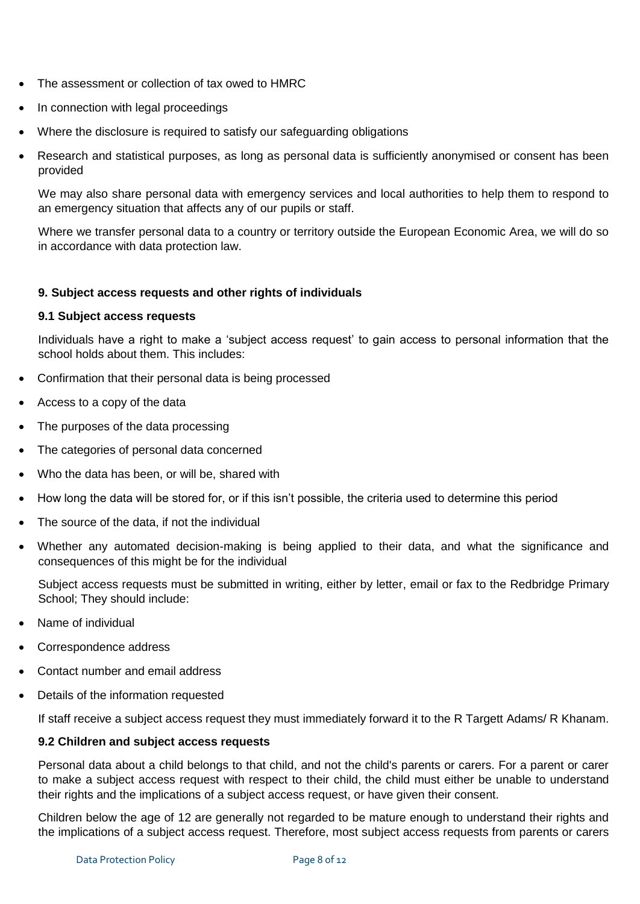- The assessment or collection of tax owed to HMRC
- In connection with legal proceedings
- Where the disclosure is required to satisfy our safeguarding obligations
- Research and statistical purposes, as long as personal data is sufficiently anonymised or consent has been provided

We may also share personal data with emergency services and local authorities to help them to respond to an emergency situation that affects any of our pupils or staff.

Where we transfer personal data to a country or territory outside the European Economic Area, we will do so in accordance with data protection law.

### 9. Subject access requests and other rights of individuals

#### 9.1 Subject access requests

Individuals have a right to make a 'subject access request' to gain access to personal information that the school holds about them. This includes:

- Confirmation that their personal data is being processed
- Access to a copy of the data
- The purposes of the data processing
- The categories of personal data concerned
- Who the data has been, or will be, shared with
- How long the data will be stored for, or if this isn't possible, the criteria used to determine this period
- The source of the data, if not the individual
- Whether any automated decision-making is being applied to their data, and what the significance and consequences of this might be for the individual

Subject access requests must be submitted in writing, either by letter, email or fax to the Redbridge Primary School; They should include:

- Name of individual
- Correspondence address
- Contact number and email address
- Details of the information requested

If staff receive a subject access request they must immediately forward it to the R Targett Adams/ R Khanam.

#### 9.2 Children and subject access requests

Personal data about a child belongs to that child, and not the child's parents or carers. For a parent or carer to make a subject access request with respect to their child, the child must either be unable to understand their rights and the implications of a subject access request, or have given their consent.

Children below the age of 12 are generally not regarded to be mature enough to understand their rights and the implications of a subject access request. Therefore, most subject access requests from parents or carers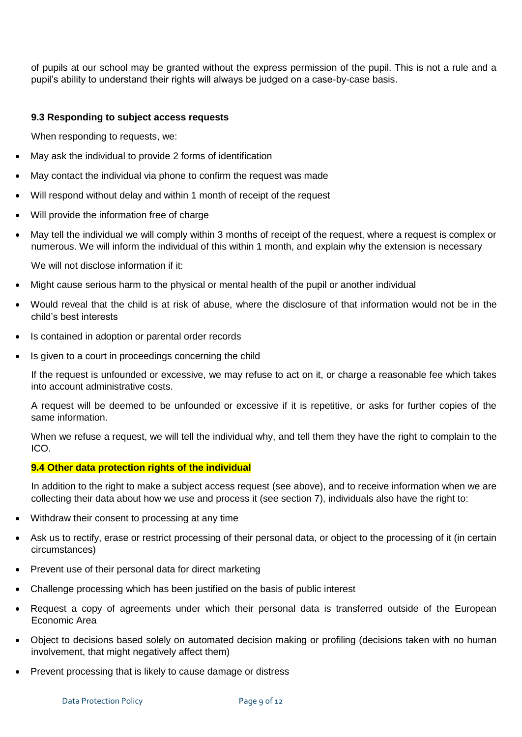of pupils at our school may be granted without the express permission of the pupil. This is not a rule and a pupil's ability to understand their rights will always be judged on a case-by-case basis.

### 9.3 Responding to subject access requests

When responding to requests, we:

- May ask the individual to provide 2 forms of identification
- May contact the individual via phone to confirm the request was made
- Will respond without delay and within 1 month of receipt of the request
- Will provide the information free of charge
- May tell the individual we will comply within 3 months of receipt of the request, where a request is complex or numerous. We will inform the individual of this within 1 month, and explain why the extension is necessary

We will not disclose information if it:

- Might cause serious harm to the physical or mental health of the pupil or another individual
- Would reveal that the child is at risk of abuse, where the disclosure of that information would not be in the child's best interests
- Is contained in adoption or parental order records
- Is given to a court in proceedings concerning the child

If the request is unfounded or excessive, we may refuse to act on it, or charge a reasonable fee which takes into account administrative costs.

A request will be deemed to be unfounded or excessive if it is repetitive, or asks for further copies of the same information.

When we refuse a request, we will tell the individual why, and tell them they have the right to complain to the ICO.

### 9.4 Other data protection rights of the individual

In addition to the right to make a subject access request (see above), and to receive information when we are collecting their data about how we use and process it (see section 7), individuals also have the right to:

- Withdraw their consent to processing at any time
- Ask us to rectify, erase or restrict processing of their personal data, or object to the processing of it (in certain circumstances)
- Prevent use of their personal data for direct marketing
- Challenge processing which has been justified on the basis of public interest
- Request a copy of agreements under which their personal data is transferred outside of the European Economic Area
- Object to decisions based solely on automated decision making or profiling (decisions taken with no human involvement, that might negatively affect them)
- Prevent processing that is likely to cause damage or distress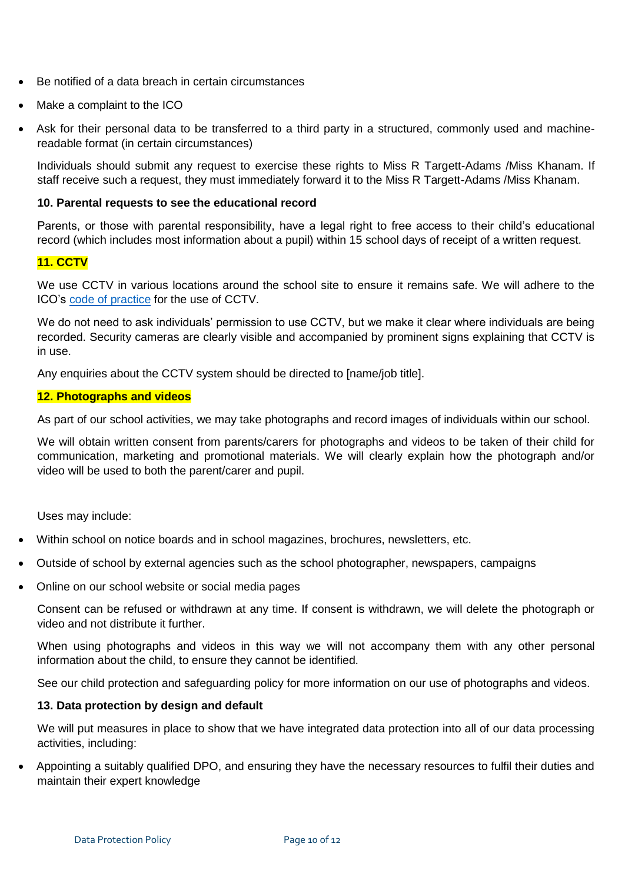- Be notified of a data breach in certain circumstances
- Make a complaint to the ICO
- Ask for their personal data to be transferred to a third party in a structured, commonly used and machine-readable format (in certain circumstances)

Individuals should submit any request to exercise these rights to Miss R Targett-Adams /Miss Khanam. If staff receive such a request, they must immediately forward it to the Miss R Targett-Adams /Miss Khanam.

**10. Parental requests to see the educational record**

Parents, or those with parental responsibility, have a legal right to free access to their child's educational record (which includes most information about a pupil) within 15 school days of receipt of a written request.

**11. CCTV**

We use CCTV in various locations around the school site to ensure it remains safe. We will adhere to the ICO's code of practice for the use of CCTV.

We do not need to ask individuals' permission to use CCTV, but we make it clear where individuals are being recorded. Security cameras are clearly visible and accompanied by prominent signs explaining that CCTV is in use.

Any enquiries about the CCTV system should be directed to [name/job title].

**12. Photographs and videos**

As part of our school activities, we may take photographs and record images of individuals within our school.

We will obtain written consent from parents/carers for photographs and videos to be taken of their child for communication, marketing and promotional materials. We will clearly explain how the photograph and/or video will be used to both the parent/carer and pupil.

Uses may include:

- Within school on notice boards and in school magazines, brochures, newsletters, etc.
- Outside of school by external agencies such as the school photographer, newspapers, campaigns
- Online on our school website or social media pages

Consent can be refused or withdrawn at any time. If consent is withdrawn, we will delete the photograph or video and not distribute it further.

When using photographs and videos in this way we will not accompany them with any other personal information about the child, to ensure they cannot be identified.

See our child protection and safeguarding policy for more information on our use of photographs and videos.

**13. Data protection by design and default**

We will put measures in place to show that we have integrated data protection into all of our data processing activities, including:

- Appointing a suitably qualified DPO, and ensuring they have the necessary resources to fulfil their duties and maintain their expert knowledge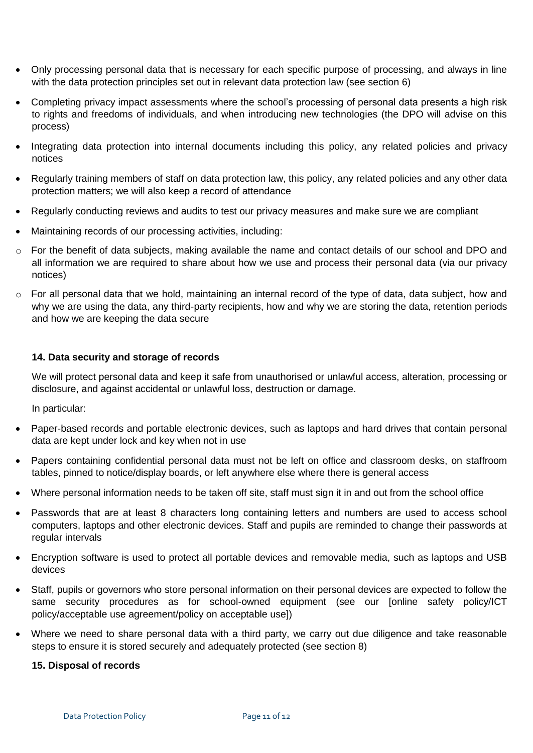- Only processing personal data that is necessary for each specific purpose of processing, and always in line with the data protection principles set out in relevant data protection law (see section 6)
- Completing privacy impact assessments where the school's processing of personal data presents a high risk to rights and freedoms of individuals, and when introducing new technologies (the DPO will advise on this process)
- Integrating data protection into internal documents including this policy, any related policies and privacy notices
- Regularly training members of staff on data protection law, this policy, any related policies and any other data protection matters; we will also keep a record of attendance
- Regularly conducting reviews and audits to test our privacy measures and make sure we are compliant
- Maintaining records of our processing activities, including:
  - For the benefit of data subjects, making available the name and contact details of our school and DPO and all information we are required to share about how we use and process their personal data (via our privacy notices)
  - For all personal data that we hold, maintaining an internal record of the type of data, data subject, how and why we are using the data, any third-party recipients, how and why we are storing the data, retention periods and how we are keeping the data secure

**14. Data security and storage of records**

We will protect personal data and keep it safe from unauthorised or unlawful access, alteration, processing or disclosure, and against accidental or unlawful loss, destruction or damage.

In particular:

- Paper-based records and portable electronic devices, such as laptops and hard drives that contain personal data are kept under lock and key when not in use
- Papers containing confidential personal data must not be left on office and classroom desks, on staffroom tables, pinned to notice/display boards, or left anywhere else where there is general access
- Where personal information needs to be taken off site, staff must sign it in and out from the school office
- Passwords that are at least 8 characters long containing letters and numbers are used to access school computers, laptops and other electronic devices. Staff and pupils are reminded to change their passwords at regular intervals
- Encryption software is used to protect all portable devices and removable media, such as laptops and USB devices
- Staff, pupils or governors who store personal information on their personal devices are expected to follow the same security procedures as for school-owned equipment (see our [online safety policy/ICT policy/acceptable use agreement/policy on acceptable use])
- Where we need to share personal data with a third party, we carry out due diligence and take reasonable steps to ensure it is stored securely and adequately protected (see section 8)

**15. Disposal of records**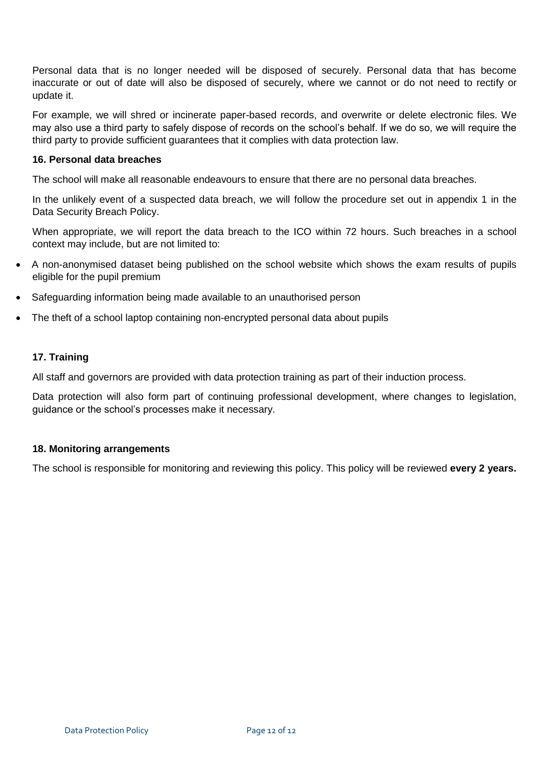Personal data that is no longer needed will be disposed of securely. Personal data that has become inaccurate or out of date will also be disposed of securely, where we cannot or do not need to rectify or update it.

For example, we will shred or incinerate paper-based records, and overwrite or delete electronic files. We may also use a third party to safely dispose of records on the school's behalf. If we do so, we will require the third party to provide sufficient guarantees that it complies with data protection law.

### 16. Personal data breaches

The school will make all reasonable endeavours to ensure that there are no personal data breaches.

In the unlikely event of a suspected data breach, we will follow the procedure set out in appendix 1 in the Data Security Breach Policy.

When appropriate, we will report the data breach to the ICO within 72 hours. Such breaches in a school context may include, but are not limited to:

- A non-anonymised dataset being published on the school website which shows the exam results of pupils eligible for the pupil premium
- Safeguarding information being made available to an unauthorised person
- The theft of a school laptop containing non-encrypted personal data about pupils

### 17. Training

All staff and governors are provided with data protection training as part of their induction process.

Data protection will also form part of continuing professional development, where changes to legislation, guidance or the school's processes make it necessary.

### 18. Monitoring arrangements

The school is responsible for monitoring and reviewing this policy. This policy will be reviewed **every 2 years.**